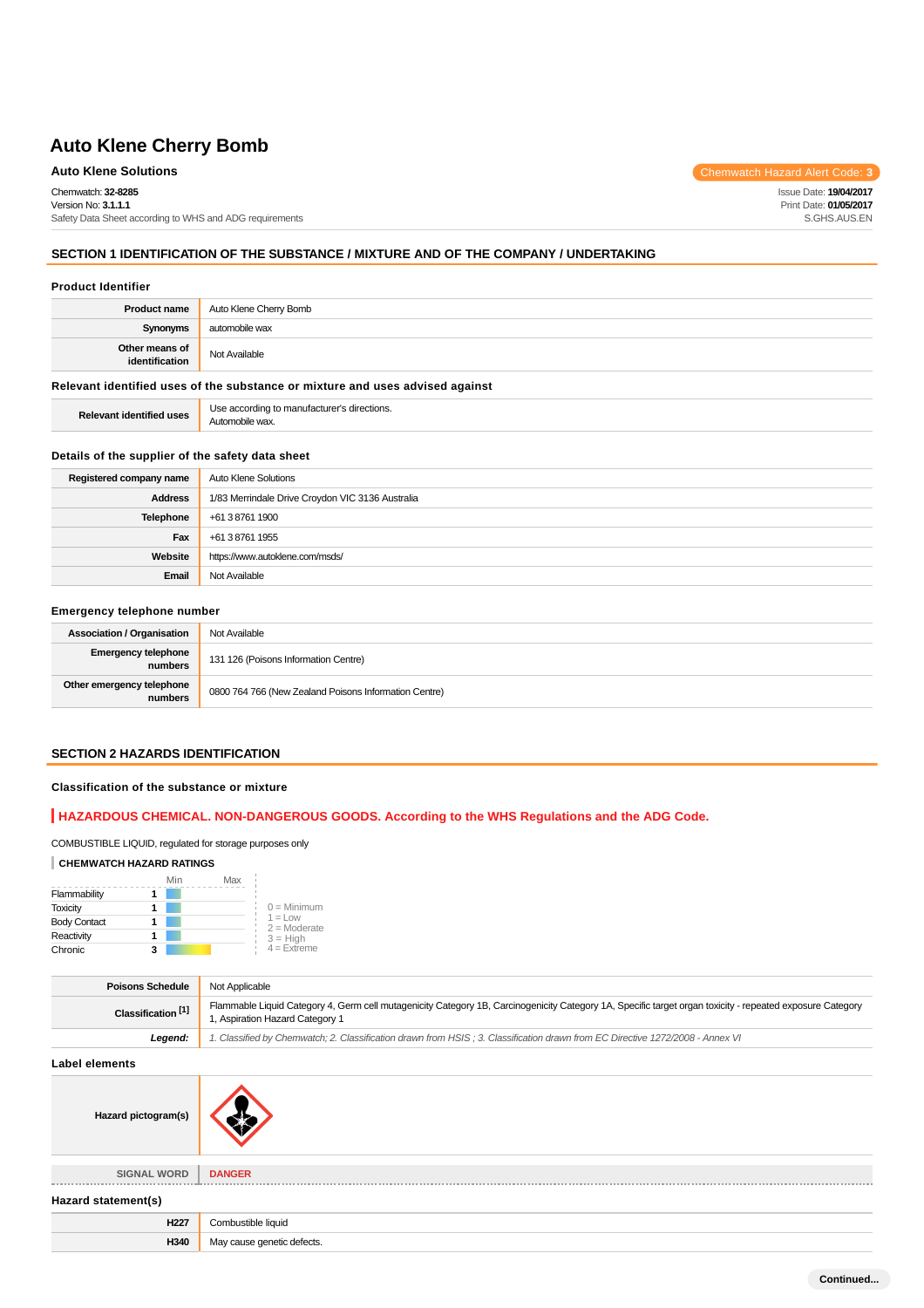# Auto Klene Cherry Bomb

**Auto Klene Solutions**

Chemwatch Hazard Alert Code: **3**

Chemwatch: **32-8285**
Version No: **3.1.1.1**
Safety Data Sheet according to WHS and ADG requirements

Issue Date: **19/04/2017**
Print Date: **01/05/2017**
S.GHS.AUS.EN

## SECTION 1 IDENTIFICATION OF THE SUBSTANCE / MIXTURE AND OF THE COMPANY / UNDERTAKING

### Product Identifier

| | |
|---|---|
| **Product name** | Auto Klene Cherry Bomb |
| **Synonyms** | automobile wax |
| **Other means of identification** | Not Available |

### Relevant identified uses of the substance or mixture and uses advised against

| | |
|---|---|
| **Relevant identified uses** | Use according to manufacturer's directions. Automobile wax. |

### Details of the supplier of the safety data sheet

| | |
|---|---|
| **Registered company name** | Auto Klene Solutions |
| **Address** | 1/83 Merrindale Drive Croydon VIC 3136 Australia |
| **Telephone** | +61 3 8761 1900 |
| **Fax** | +61 3 8761 1955 |
| **Website** | https://www.autoklene.com/msds/ |
| **Email** | Not Available |

### Emergency telephone number

| | |
|---|---|
| **Association / Organisation** | Not Available |
| **Emergency telephone numbers** | 131 126 (Poisons Information Centre) |
| **Other emergency telephone numbers** | 0800 764 766 (New Zealand Poisons Information Centre) |

## SECTION 2 HAZARDS IDENTIFICATION

### Classification of the substance or mixture

**HAZARDOUS CHEMICAL. NON-DANGEROUS GOODS. According to the WHS Regulations and the ADG Code.**

COMBUSTIBLE LIQUID, regulated for storage purposes only

**CHEMWATCH HAZARD RATINGS**

| | Rating |
|---|---|
| Flammability | 1 |
| Toxicity | 1 |
| Body Contact | 1 |
| Reactivity | 1 |
| Chronic | 3 |

0 = Minimum
1 = Low
2 = Moderate
3 = High
4 = Extreme

| | |
|---|---|
| **Poisons Schedule** | Not Applicable |
| **Classification** [1] | Flammable Liquid Category 4, Germ cell mutagenicity Category 1B, Carcinogenicity Category 1A, Specific target organ toxicity - repeated exposure Category 1, Aspiration Hazard Category 1 |
| ***Legend:*** | *1. Classified by Chemwatch; 2. Classification drawn from HSIS ; 3. Classification drawn from EC Directive 1272/2008 - Annex VI* |

### Label elements

| | |
|---|---|
| **Hazard pictogram(s)** | |
| **SIGNAL WORD** | **DANGER** |

### Hazard statement(s)

| | |
|---|---|
| **H227** | Combustible liquid |
| **H340** | May cause genetic defects. |

Continued...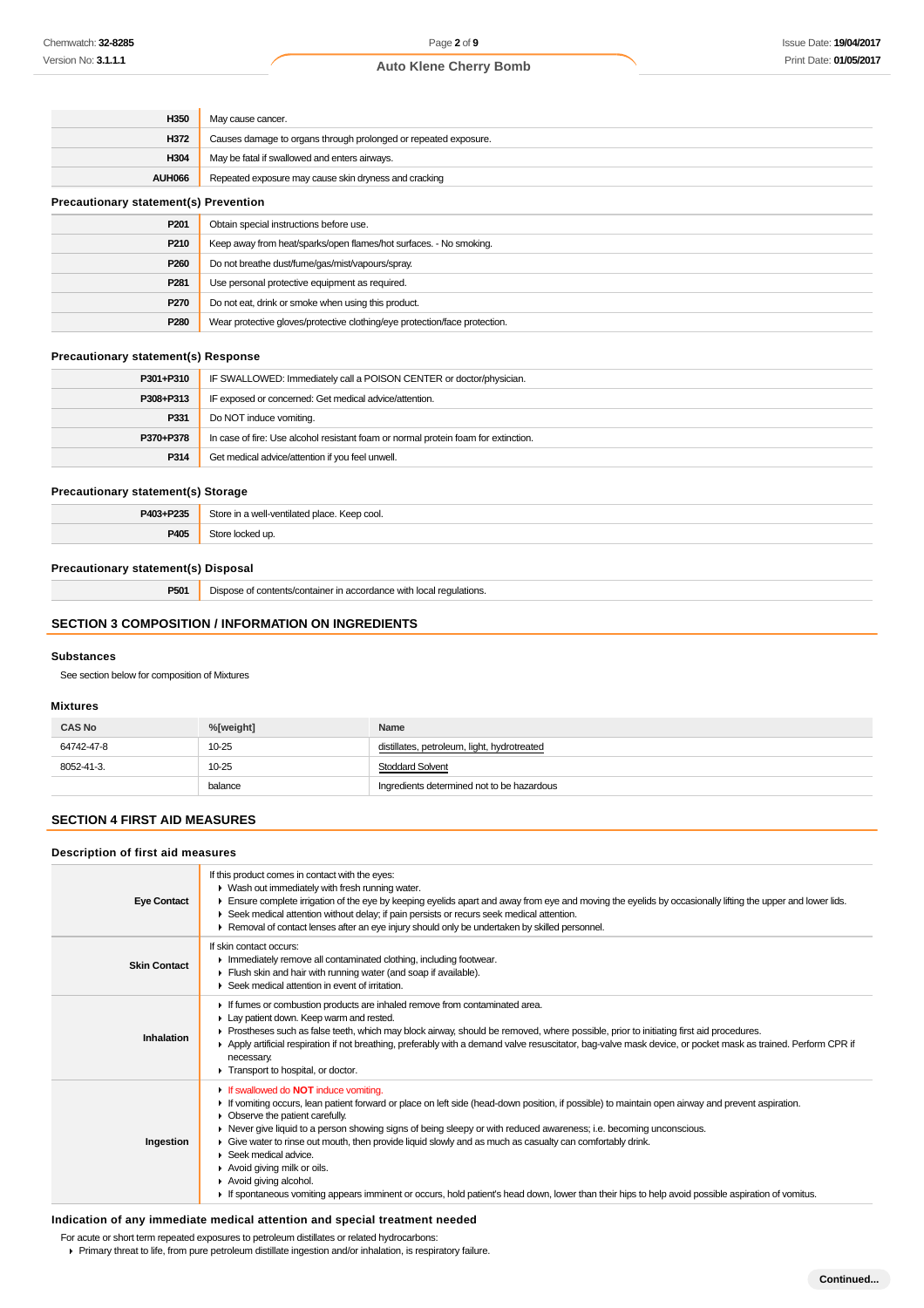| | |
|---|---|
| **H350** | May cause cancer. |
| **H372** | Causes damage to organs through prolonged or repeated exposure. |
| **H304** | May be fatal if swallowed and enters airways. |
| **AUH066** | Repeated exposure may cause skin dryness and cracking |

### Precautionary statement(s) Prevention

| | |
|---|---|
| **P201** | Obtain special instructions before use. |
| **P210** | Keep away from heat/sparks/open flames/hot surfaces. - No smoking. |
| **P260** | Do not breathe dust/fume/gas/mist/vapours/spray. |
| **P281** | Use personal protective equipment as required. |
| **P270** | Do not eat, drink or smoke when using this product. |
| **P280** | Wear protective gloves/protective clothing/eye protection/face protection. |

### Precautionary statement(s) Response

| | |
|---|---|
| **P301+P310** | IF SWALLOWED: Immediately call a POISON CENTER or doctor/physician. |
| **P308+P313** | IF exposed or concerned: Get medical advice/attention. |
| **P331** | Do NOT induce vomiting. |
| **P370+P378** | In case of fire: Use alcohol resistant foam or normal protein foam for extinction. |
| **P314** | Get medical advice/attention if you feel unwell. |

### Precautionary statement(s) Storage

| | |
|---|---|
| **P403+P235** | Store in a well-ventilated place. Keep cool. |
| **P405** | Store locked up. |

### Precautionary statement(s) Disposal

| | |
|---|---|
| **P501** | Dispose of contents/container in accordance with local regulations. |

## SECTION 3 COMPOSITION / INFORMATION ON INGREDIENTS

### Substances

See section below for composition of Mixtures

### Mixtures

| CAS No | %[weight] | Name |
|---|---|---|
| 64742-47-8 | 10-25 | distillates, petroleum, light, hydrotreated |
| 8052-41-3. | 10-25 | Stoddard Solvent |
| | balance | Ingredients determined not to be hazardous |

## SECTION 4 FIRST AID MEASURES

### Description of first aid measures

| | |
|---|---|
| **Eye Contact** | If this product comes in contact with the eyes:<br>▸ Wash out immediately with fresh running water.<br>▸ Ensure complete irrigation of the eye by keeping eyelids apart and away from eye and moving the eyelids by occasionally lifting the upper and lower lids.<br>▸ Seek medical attention without delay; if pain persists or recurs seek medical attention.<br>▸ Removal of contact lenses after an eye injury should only be undertaken by skilled personnel. |
| **Skin Contact** | If skin contact occurs:<br>▸ Immediately remove all contaminated clothing, including footwear.<br>▸ Flush skin and hair with running water (and soap if available).<br>▸ Seek medical attention in event of irritation. |
| **Inhalation** | ▸ If fumes or combustion products are inhaled remove from contaminated area.<br>▸ Lay patient down. Keep warm and rested.<br>▸ Prostheses such as false teeth, which may block airway, should be removed, where possible, prior to initiating first aid procedures.<br>▸ Apply artificial respiration if not breathing, preferably with a demand valve resuscitator, bag-valve mask device, or pocket mask as trained. Perform CPR if necessary.<br>▸ Transport to hospital, or doctor. |
| **Ingestion** | ▸ If swallowed do **NOT** induce vomiting.<br>▸ If vomiting occurs, lean patient forward or place on left side (head-down position, if possible) to maintain open airway and prevent aspiration.<br>▸ Observe the patient carefully.<br>▸ Never give liquid to a person showing signs of being sleepy or with reduced awareness; i.e. becoming unconscious.<br>▸ Give water to rinse out mouth, then provide liquid slowly and as much as casualty can comfortably drink.<br>▸ Seek medical advice.<br>▸ Avoid giving milk or oils.<br>▸ Avoid giving alcohol.<br>▸ If spontaneous vomiting appears imminent or occurs, hold patient's head down, lower than their hips to help avoid possible aspiration of vomitus. |

### Indication of any immediate medical attention and special treatment needed

For acute or short term repeated exposures to petroleum distillates or related hydrocarbons:

- Primary threat to life, from pure petroleum distillate ingestion and/or inhalation, is respiratory failure.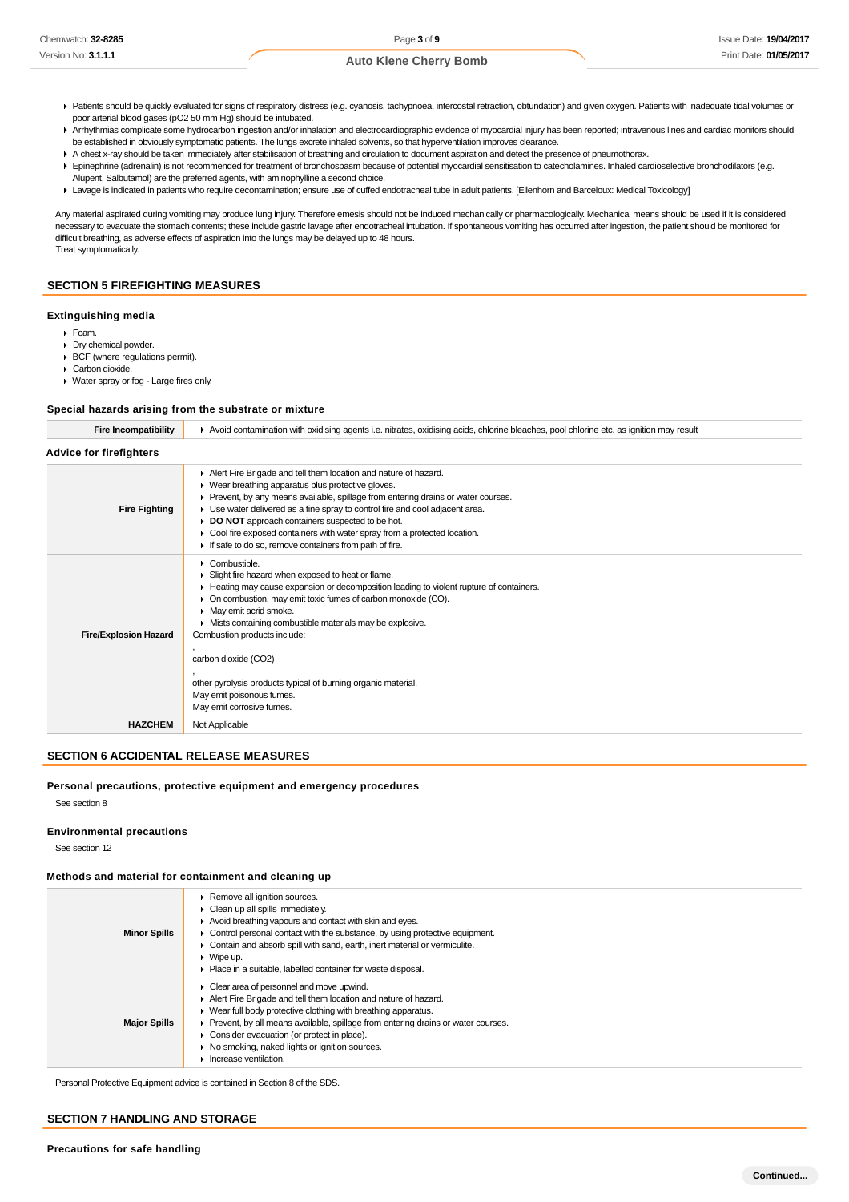- Patients should be quickly evaluated for signs of respiratory distress (e.g. cyanosis, tachypnoea, intercostal retraction, obtundation) and given oxygen. Patients with inadequate tidal volumes or poor arterial blood gases (pO2 50 mm Hg) should be intubated.
- Arrhythmias complicate some hydrocarbon ingestion and/or inhalation and electrocardiographic evidence of myocardial injury has been reported; intravenous lines and cardiac monitors should be established in obviously symptomatic patients. The lungs excrete inhaled solvents, so that hyperventilation improves clearance.
- A chest x-ray should be taken immediately after stabilisation of breathing and circulation to document aspiration and detect the presence of pneumothorax.
- Epinephrine (adrenalin) is not recommended for treatment of bronchospasm because of potential myocardial sensitisation to catecholamines. Inhaled cardioselective bronchodilators (e.g. Alupent, Salbutamol) are the preferred agents, with aminophylline a second choice.
- Lavage is indicated in patients who require decontamination; ensure use of cuffed endotracheal tube in adult patients. [Ellenhorn and Barceloux: Medical Toxicology]

Any material aspirated during vomiting may produce lung injury. Therefore emesis should not be induced mechanically or pharmacologically. Mechanical means should be used if it is considered necessary to evacuate the stomach contents; these include gastric lavage after endotracheal intubation. If spontaneous vomiting has occurred after ingestion, the patient should be monitored for difficult breathing, as adverse effects of aspiration into the lungs may be delayed up to 48 hours.
Treat symptomatically.

## SECTION 5 FIREFIGHTING MEASURES

### Extinguishing media

- Foam.
- Dry chemical powder.
- BCF (where regulations permit).
- Carbon dioxide.
- Water spray or fog - Large fires only.

### Special hazards arising from the substrate or mixture

| | |
|---|---|
| **Fire Incompatibility** | Avoid contamination with oxidising agents i.e. nitrates, oxidising acids, chlorine bleaches, pool chlorine etc. as ignition may result |

### Advice for firefighters

| | |
|---|---|
| **Fire Fighting** | - Alert Fire Brigade and tell them location and nature of hazard.<br>- Wear breathing apparatus plus protective gloves.<br>- Prevent, by any means available, spillage from entering drains or water courses.<br>- Use water delivered as a fine spray to control fire and cool adjacent area.<br>- **DO NOT** approach containers suspected to be hot.<br>- Cool fire exposed containers with water spray from a protected location.<br>- If safe to do so, remove containers from path of fire. |
| **Fire/Explosion Hazard** | - Combustible.<br>- Slight fire hazard when exposed to heat or flame.<br>- Heating may cause expansion or decomposition leading to violent rupture of containers.<br>- On combustion, may emit toxic fumes of carbon monoxide (CO).<br>- May emit acrid smoke.<br>- Mists containing combustible materials may be explosive.<br>Combustion products include:<br>,<br>carbon dioxide ($CO_2$)<br>,<br>other pyrolysis products typical of burning organic material.<br>May emit poisonous fumes.<br>May emit corrosive fumes. |
| **HAZCHEM** | Not Applicable |

## SECTION 6 ACCIDENTAL RELEASE MEASURES

### Personal precautions, protective equipment and emergency procedures

See section 8

### Environmental precautions

See section 12

### Methods and material for containment and cleaning up

| | |
|---|---|
| **Minor Spills** | - Remove all ignition sources.<br>- Clean up all spills immediately.<br>- Avoid breathing vapours and contact with skin and eyes.<br>- Control personal contact with the substance, by using protective equipment.<br>- Contain and absorb spill with sand, earth, inert material or vermiculite.<br>- Wipe up.<br>- Place in a suitable, labelled container for waste disposal. |
| **Major Spills** | - Clear area of personnel and move upwind.<br>- Alert Fire Brigade and tell them location and nature of hazard.<br>- Wear full body protective clothing with breathing apparatus.<br>- Prevent, by all means available, spillage from entering drains or water courses.<br>- Consider evacuation (or protect in place).<br>- No smoking, naked lights or ignition sources.<br>- Increase ventilation. |

Personal Protective Equipment advice is contained in Section 8 of the SDS.

## SECTION 7 HANDLING AND STORAGE

### Precautions for safe handling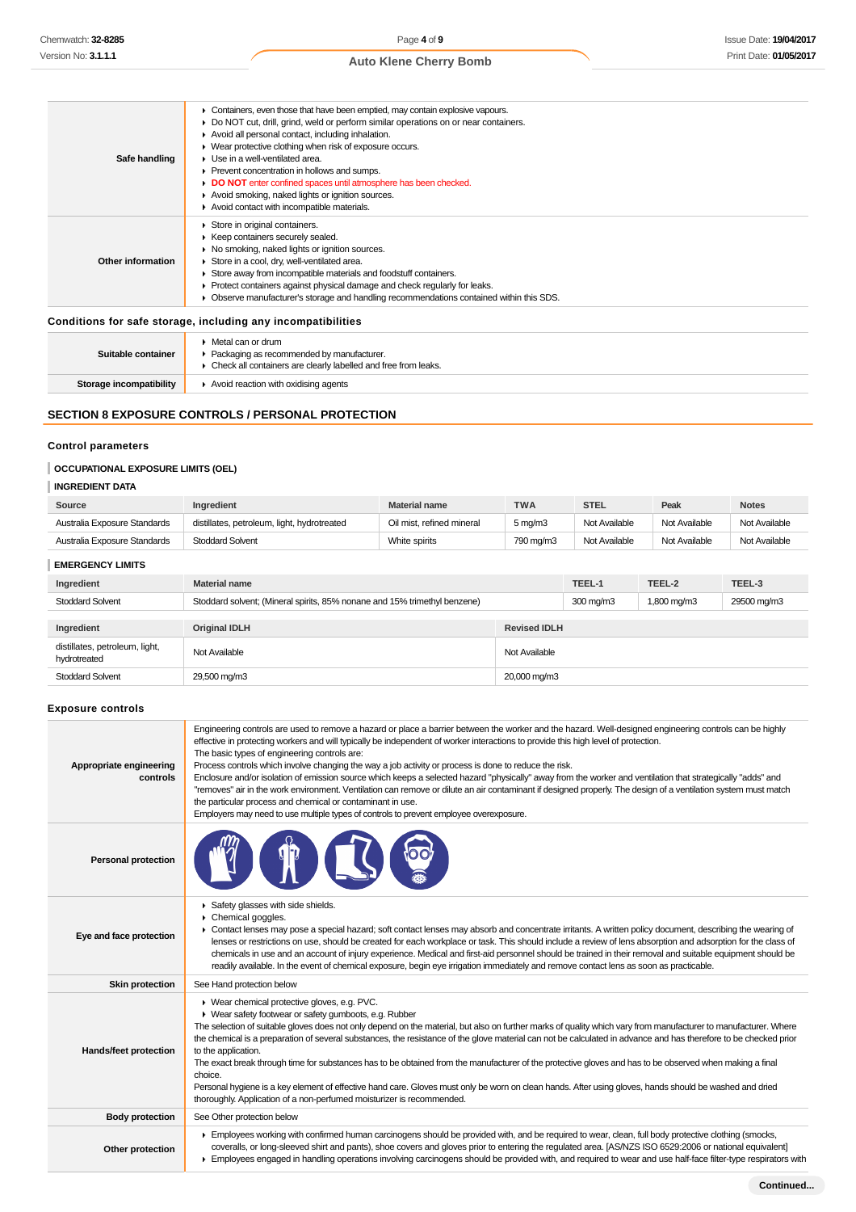| | |
|---|---|
| **Safe handling** | ▸ Containers, even those that have been emptied, may contain explosive vapours.<br>▸ Do NOT cut, drill, grind, weld or perform similar operations on or near containers.<br>▸ Avoid all personal contact, including inhalation.<br>▸ Wear protective clothing when risk of exposure occurs.<br>▸ Use in a well-ventilated area.<br>▸ Prevent concentration in hollows and sumps.<br>▸ **DO NOT** enter confined spaces until atmosphere has been checked.<br>▸ Avoid smoking, naked lights or ignition sources.<br>▸ Avoid contact with incompatible materials. |
| **Other information** | ▸ Store in original containers.<br>▸ Keep containers securely sealed.<br>▸ No smoking, naked lights or ignition sources.<br>▸ Store in a cool, dry, well-ventilated area.<br>▸ Store away from incompatible materials and foodstuff containers.<br>▸ Protect containers against physical damage and check regularly for leaks.<br>▸ Observe manufacturer's storage and handling recommendations contained within this SDS. |

### Conditions for safe storage, including any incompatibilities

| | |
|---|---|
| **Suitable container** | ▸ Metal can or drum<br>▸ Packaging as recommended by manufacturer.<br>▸ Check all containers are clearly labelled and free from leaks. |
| **Storage incompatibility** | ▸ Avoid reaction with oxidising agents |

## SECTION 8 EXPOSURE CONTROLS / PERSONAL PROTECTION

### Control parameters

#### OCCUPATIONAL EXPOSURE LIMITS (OEL)

#### INGREDIENT DATA

| Source | Ingredient | Material name | TWA | STEL | Peak | Notes |
|---|---|---|---|---|---|---|
| Australia Exposure Standards | distillates, petroleum, light, hydrotreated | Oil mist, refined mineral | 5 mg/m3 | Not Available | Not Available | Not Available |
| Australia Exposure Standards | Stoddard Solvent | White spirits | 790 mg/m3 | Not Available | Not Available | Not Available |

#### EMERGENCY LIMITS

| Ingredient | Material name | TEEL-1 | TEEL-2 | TEEL-3 |
|---|---|---|---|---|
| Stoddard Solvent | Stoddard solvent; (Mineral spirits, 85% nonane and 15% trimethyl benzene) | 300 mg/m3 | 1,800 mg/m3 | 29500 mg/m3 |

| Ingredient | Original IDLH | Revised IDLH |
|---|---|---|
| distillates, petroleum, light, hydrotreated | Not Available | Not Available |
| Stoddard Solvent | 29,500 mg/m3 | 20,000 mg/m3 |

### Exposure controls

| | |
|---|---|
| **Appropriate engineering controls** | Engineering controls are used to remove a hazard or place a barrier between the worker and the hazard. Well-designed engineering controls can be highly effective in protecting workers and will typically be independent of worker interactions to provide this high level of protection.<br>The basic types of engineering controls are:<br>Process controls which involve changing the way a job activity or process is done to reduce the risk.<br>Enclosure and/or isolation of emission source which keeps a selected hazard "physically" away from the worker and ventilation that strategically "adds" and "removes" air in the work environment. Ventilation can remove or dilute an air contaminant if designed properly. The design of a ventilation system must match the particular process and chemical or contaminant in use.<br>Employers may need to use multiple types of controls to prevent employee overexposure. |
| **Personal protection** | |
| **Eye and face protection** | ▸ Safety glasses with side shields.<br>▸ Chemical goggles.<br>▸ Contact lenses may pose a special hazard; soft contact lenses may absorb and concentrate irritants. A written policy document, describing the wearing of lenses or restrictions on use, should be created for each workplace or task. This should include a review of lens absorption and adsorption for the class of chemicals in use and an account of injury experience. Medical and first-aid personnel should be trained in their removal and suitable equipment should be readily available. In the event of chemical exposure, begin eye irrigation immediately and remove contact lens as soon as practicable. |
| **Skin protection** | See Hand protection below |
| **Hands/feet protection** | ▸ Wear chemical protective gloves, e.g. PVC.<br>▸ Wear safety footwear or safety gumboots, e.g. Rubber<br>The selection of suitable gloves does not only depend on the material, but also on further marks of quality which vary from manufacturer to manufacturer. Where the chemical is a preparation of several substances, the resistance of the glove material can not be calculated in advance and has therefore to be checked prior to the application.<br>The exact break through time for substances has to be obtained from the manufacturer of the protective gloves and has to be observed when making a final choice.<br>Personal hygiene is a key element of effective hand care. Gloves must only be worn on clean hands. After using gloves, hands should be washed and dried thoroughly. Application of a non-perfumed moisturizer is recommended. |
| **Body protection** | See Other protection below |
| **Other protection** | ▸ Employees working with confirmed human carcinogens should be provided with, and be required to wear, clean, full body protective clothing (smocks, coveralls, or long-sleeved shirt and pants), shoe covers and gloves prior to entering the regulated area. [AS/NZS ISO 6529:2006 or national equivalent]<br>▸ Employees engaged in handling operations involving carcinogens should be provided with, and required to wear and use half-face filter-type respirators with |

**Continued...**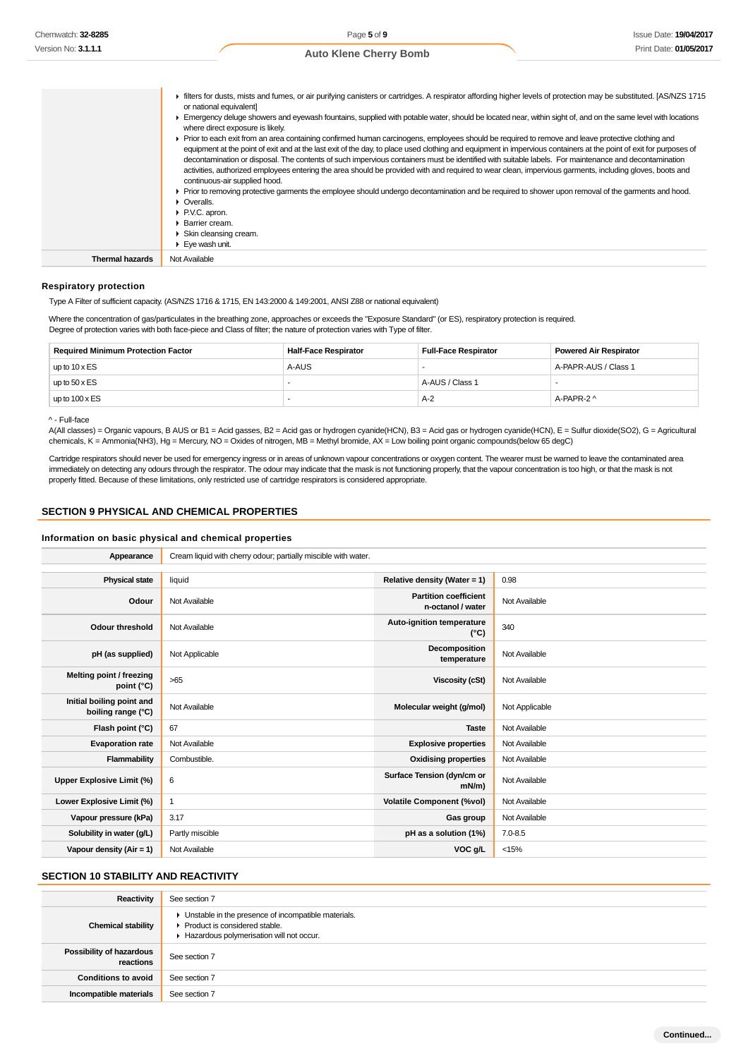| | |
|---|---|
| | ▸ filters for dusts, mists and fumes, or air purifying canisters or cartridges. A respirator affording higher levels of protection may be substituted. [AS/NZS 1715 or national equivalent]<br>▸ Emergency deluge showers and eyewash fountains, supplied with potable water, should be located near, within sight of, and on the same level with locations where direct exposure is likely.<br>▸ Prior to each exit from an area containing confirmed human carcinogens, employees should be required to remove and leave protective clothing and equipment at the point of exit and at the last exit of the day, to place used clothing and equipment in impervious containers at the point of exit for purposes of decontamination or disposal. The contents of such impervious containers must be identified with suitable labels. For maintenance and decontamination activities, authorized employees entering the area should be provided with and required to wear clean, impervious garments, including gloves, boots and continuous-air supplied hood.<br>▸ Prior to removing protective garments the employee should undergo decontamination and be required to shower upon removal of the garments and hood.<br>▸ Overalls.<br>▸ P.V.C. apron.<br>▸ Barrier cream.<br>▸ Skin cleansing cream.<br>▸ Eye wash unit. |
| **Thermal hazards** | Not Available |

### Respiratory protection

Type A Filter of sufficient capacity. (AS/NZS 1716 & 1715, EN 143:2000 & 149:2001, ANSI Z88 or national equivalent)

Where the concentration of gas/particulates in the breathing zone, approaches or exceeds the "Exposure Standard" (or ES), respiratory protection is required.
Degree of protection varies with both face-piece and Class of filter; the nature of protection varies with Type of filter.

| Required Minimum Protection Factor | Half-Face Respirator | Full-Face Respirator | Powered Air Respirator |
|---|---|---|---|
| up to 10 x ES | A-AUS | - | A-PAPR-AUS / Class 1 |
| up to 50 x ES | - | A-AUS / Class 1 | - |
| up to 100 x ES | - | A-2 | A-PAPR-2 ^ |

^ - Full-face
A(All classes) = Organic vapours, B AUS or B1 = Acid gasses, B2 = Acid gas or hydrogen cyanide(HCN), B3 = Acid gas or hydrogen cyanide(HCN), E = Sulfur dioxide($SO_2$), G = Agricultural chemicals, K = Ammonia($NH_3$), Hg = Mercury, NO = Oxides of nitrogen, MB = Methyl bromide, AX = Low boiling point organic compounds(below 65 degC)

Cartridge respirators should never be used for emergency ingress or in areas of unknown vapour concentrations or oxygen content. The wearer must be warned to leave the contaminated area immediately on detecting any odours through the respirator. The odour may indicate that the mask is not functioning properly, that the vapour concentration is too high, or that the mask is not properly fitted. Because of these limitations, only restricted use of cartridge respirators is considered appropriate.

## SECTION 9 PHYSICAL AND CHEMICAL PROPERTIES

### Information on basic physical and chemical properties

| | | | |
|---|---|---|---|
| **Appearance** | Cream liquid with cherry odour; partially miscible with water. | | |
| **Physical state** | liquid | **Relative density (Water = 1)** | 0.98 |
| **Odour** | Not Available | **Partition coefficient n-octanol / water** | Not Available |
| **Odour threshold** | Not Available | **Auto-ignition temperature (°C)** | 340 |
| **pH (as supplied)** | Not Applicable | **Decomposition temperature** | Not Available |
| **Melting point / freezing point (°C)** | >65 | **Viscosity (cSt)** | Not Available |
| **Initial boiling point and boiling range (°C)** | Not Available | **Molecular weight (g/mol)** | Not Applicable |
| **Flash point (°C)** | 67 | **Taste** | Not Available |
| **Evaporation rate** | Not Available | **Explosive properties** | Not Available |
| **Flammability** | Combustible. | **Oxidising properties** | Not Available |
| **Upper Explosive Limit (%)** | 6 | **Surface Tension (dyn/cm or mN/m)** | Not Available |
| **Lower Explosive Limit (%)** | 1 | **Volatile Component (%vol)** | Not Available |
| **Vapour pressure (kPa)** | 3.17 | **Gas group** | Not Available |
| **Solubility in water (g/L)** | Partly miscible | **pH as a solution (1%)** | 7.0-8.5 |
| **Vapour density (Air = 1)** | Not Available | **VOC g/L** | <15% |

## SECTION 10 STABILITY AND REACTIVITY

| | |
|---|---|
| **Reactivity** | See section 7 |
| **Chemical stability** | ▸ Unstable in the presence of incompatible materials.<br>▸ Product is considered stable.<br>▸ Hazardous polymerisation will not occur. |
| **Possibility of hazardous reactions** | See section 7 |
| **Conditions to avoid** | See section 7 |
| **Incompatible materials** | See section 7 |

**Continued...**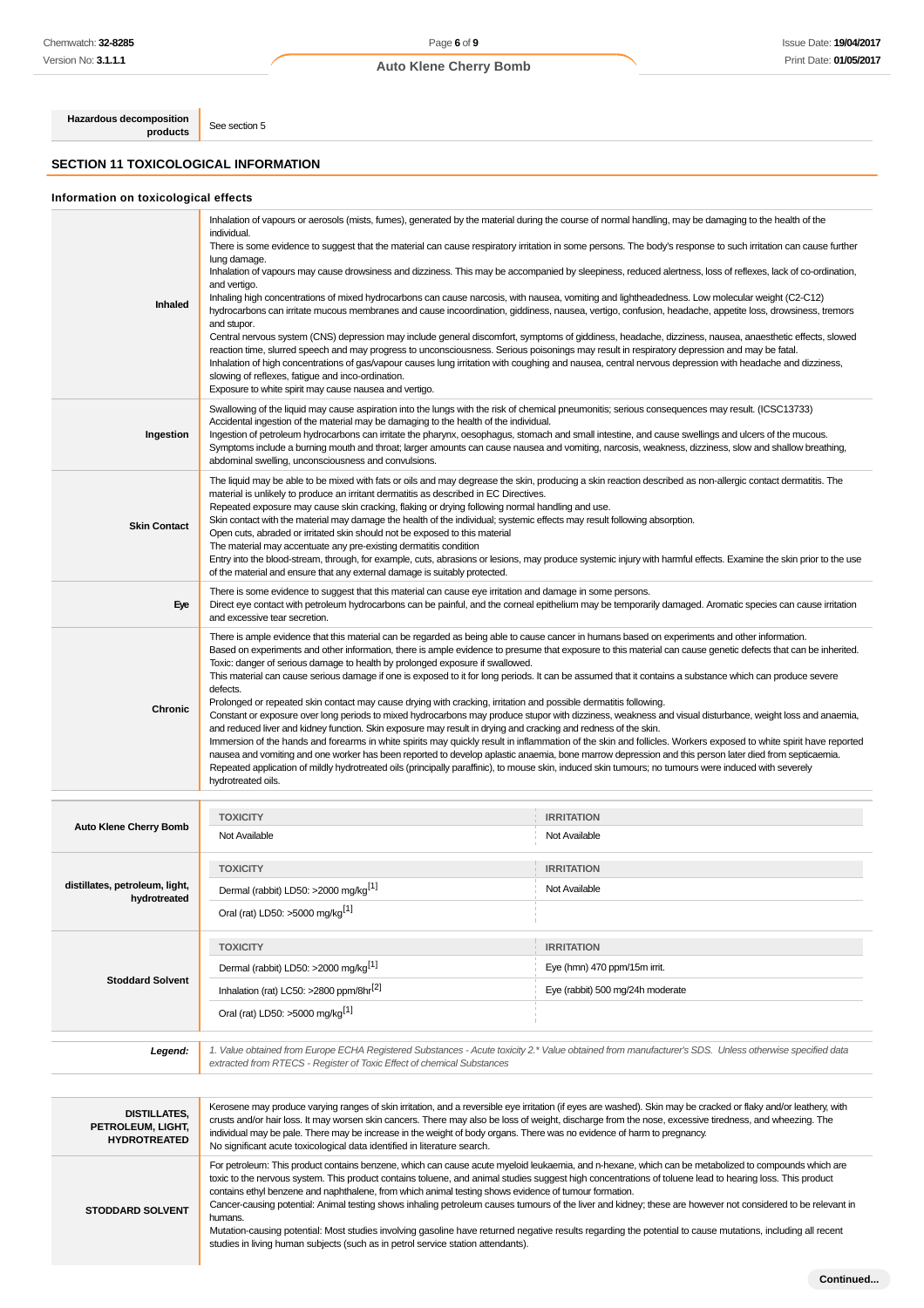| | |
|---|---|
| **Hazardous decomposition products** | See section 5 |

## SECTION 11 TOXICOLOGICAL INFORMATION

### Information on toxicological effects

| | |
|---|---|
| **Inhaled** | Inhalation of vapours or aerosols (mists, fumes), generated by the material during the course of normal handling, may be damaging to the health of the individual.<br>There is some evidence to suggest that the material can cause respiratory irritation in some persons. The body's response to such irritation can cause further lung damage.<br>Inhalation of vapours may cause drowsiness and dizziness. This may be accompanied by sleepiness, reduced alertness, loss of reflexes, lack of co-ordination, and vertigo.<br>Inhaling high concentrations of mixed hydrocarbons can cause narcosis, with nausea, vomiting and lightheadedness. Low molecular weight (C2-C12) hydrocarbons can irritate mucous membranes and cause incoordination, giddiness, nausea, vertigo, confusion, headache, appetite loss, drowsiness, tremors and stupor.<br>Central nervous system (CNS) depression may include general discomfort, symptoms of giddiness, headache, dizziness, nausea, anaesthetic effects, slowed reaction time, slurred speech and may progress to unconsciousness. Serious poisonings may result in respiratory depression and may be fatal.<br>Inhalation of high concentrations of gas/vapour causes lung irritation with coughing and nausea, central nervous depression with headache and dizziness, slowing of reflexes, fatigue and inco-ordination.<br>Exposure to white spirit may cause nausea and vertigo. |
| **Ingestion** | Swallowing of the liquid may cause aspiration into the lungs with the risk of chemical pneumonitis; serious consequences may result. (ICSC13733)<br>Accidental ingestion of the material may be damaging to the health of the individual.<br>Ingestion of petroleum hydrocarbons can irritate the pharynx, oesophagus, stomach and small intestine, and cause swellings and ulcers of the mucous.<br>Symptoms include a burning mouth and throat; larger amounts can cause nausea and vomiting, narcosis, weakness, dizziness, slow and shallow breathing, abdominal swelling, unconsciousness and convulsions. |
| **Skin Contact** | The liquid may be able to be mixed with fats or oils and may degrease the skin, producing a skin reaction described as non-allergic contact dermatitis. The material is unlikely to produce an irritant dermatitis as described in EC Directives.<br>Repeated exposure may cause skin cracking, flaking or drying following normal handling and use.<br>Skin contact with the material may damage the health of the individual; systemic effects may result following absorption.<br>Open cuts, abraded or irritated skin should not be exposed to this material<br>The material may accentuate any pre-existing dermatitis condition<br>Entry into the blood-stream, through, for example, cuts, abrasions or lesions, may produce systemic injury with harmful effects. Examine the skin prior to the use of the material and ensure that any external damage is suitably protected. |
| **Eye** | There is some evidence to suggest that this material can cause eye irritation and damage in some persons.<br>Direct eye contact with petroleum hydrocarbons can be painful, and the corneal epithelium may be temporarily damaged. Aromatic species can cause irritation and excessive tear secretion. |
| **Chronic** | There is ample evidence that this material can be regarded as being able to cause cancer in humans based on experiments and other information.<br>Based on experiments and other information, there is ample evidence to presume that exposure to this material can cause genetic defects that can be inherited.<br>Toxic: danger of serious damage to health by prolonged exposure if swallowed.<br>This material can cause serious damage if one is exposed to it for long periods. It can be assumed that it contains a substance which can produce severe defects.<br>Prolonged or repeated skin contact may cause drying with cracking, irritation and possible dermatitis following.<br>Constant or exposure over long periods to mixed hydrocarbons may produce stupor with dizziness, weakness and visual disturbance, weight loss and anaemia, and reduced liver and kidney function. Skin exposure may result in drying and cracking and redness of the skin.<br>Immersion of the hands and forearms in white spirits may quickly result in inflammation of the skin and follicles. Workers exposed to white spirit have reported nausea and vomiting and one worker has been reported to develop aplastic anaemia, bone marrow depression and this person later died from septicaemia.<br>Repeated application of mildly hydrotreated oils (principally paraffinic), to mouse skin, induced skin tumours; no tumours were induced with severely hydrotreated oils. |

| | TOXICITY | IRRITATION |
|---|---|---|
| **Auto Klene Cherry Bomb** | Not Available | Not Available |
| **distillates, petroleum, light, hydrotreated** | TOXICITY | IRRITATION |
| | Dermal (rabbit) LD50: >2000 mg/kg[1] | Not Available |
| | Oral (rat) LD50: >5000 mg/kg[1] | |
| **Stoddard Solvent** | TOXICITY | IRRITATION |
| | Dermal (rabbit) LD50: >2000 mg/kg[1] | Eye (hmn) 470 ppm/15m irrit. |
| | Inhalation (rat) LC50: >2800 ppm/8hr[2] | Eye (rabbit) 500 mg/24h moderate |
| | Oral (rat) LD50: >5000 mg/kg[1] | |

| | |
|---|---|
| ***Legend:*** | *1. Value obtained from Europe ECHA Registered Substances - Acute toxicity 2.* Value obtained from manufacturer's SDS. Unless otherwise specified data extracted from RTECS - Register of Toxic Effect of chemical Substances* |

| | |
|---|---|
| **DISTILLATES, PETROLEUM, LIGHT, HYDROTREATED** | Kerosene may produce varying ranges of skin irritation, and a reversible eye irritation (if eyes are washed). Skin may be cracked or flaky and/or leathery, with crusts and/or hair loss. It may worsen skin cancers. There may also be loss of weight, discharge from the nose, excessive tiredness, and wheezing. The individual may be pale. There may be increase in the weight of body organs. There was no evidence of harm to pregnancy.<br>No significant acute toxicological data identified in literature search. |
| **STODDARD SOLVENT** | For petroleum: This product contains benzene, which can cause acute myeloid leukaemia, and n-hexane, which can be metabolized to compounds which are toxic to the nervous system. This product contains toluene, and animal studies suggest high concentrations of toluene lead to hearing loss. This product contains ethyl benzene and naphthalene, from which animal testing shows evidence of tumour formation.<br>Cancer-causing potential: Animal testing shows inhaling petroleum causes tumours of the liver and kidney; these are however not considered to be relevant in humans.<br>Mutation-causing potential: Most studies involving gasoline have returned negative results regarding the potential to cause mutations, including all recent studies in living human subjects (such as in petrol service station attendants). |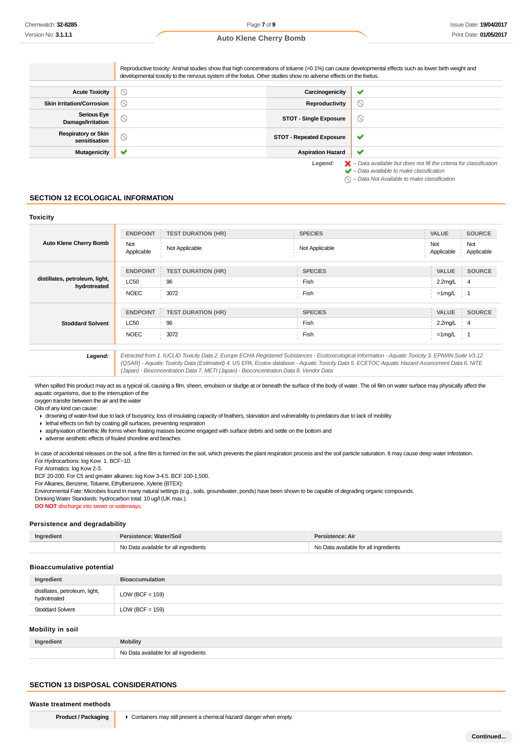| | Reproductive toxicity: Animal studies show that high concentrations of toluene (>0.1%) can cause developmental effects such as lower birth weight and developmental toxicity to the nervous system of the foetus. Other studies show no adverse effects on the foetus. |
|---|---|

| | | | |
|---|---|---|---|
| **Acute Toxicity** | ⊘ | **Carcinogenicity** | ✔ |
| **Skin Irritation/Corrosion** | ⊘ | **Reproductivity** | ⊘ |
| **Serious Eye Damage/Irritation** | ⊘ | **STOT - Single Exposure** | ⊘ |
| **Respiratory or Skin sensitisation** | ⊘ | **STOT - Repeated Exposure** | ✔ |
| **Mutagenicity** | ✔ | **Aspiration Hazard** | ✔ |

*Legend:* ✘ – Data available but does not fill the criteria for classification
✔ – Data available to make classification
⊘ – Data Not Available to make classification

## SECTION 12 ECOLOGICAL INFORMATION

### Toxicity

| | ENDPOINT | TEST DURATION (HR) | SPECIES | VALUE | SOURCE |
|---|---|---|---|---|---|
| **Auto Klene Cherry Bomb** | Not Applicable | Not Applicable | Not Applicable | Not Applicable | Not Applicable |

| | ENDPOINT | TEST DURATION (HR) | SPECIES | VALUE | SOURCE |
|---|---|---|---|---|---|
| **distillates, petroleum, light, hydrotreated** | LC50 | 96 | Fish | 2.2mg/L | 4 |
| | NOEC | 3072 | Fish | =1mg/L | 1 |

| | ENDPOINT | TEST DURATION (HR) | SPECIES | VALUE | SOURCE |
|---|---|---|---|---|---|
| **Stoddard Solvent** | LC50 | 96 | Fish | 2.2mg/L | 4 |
| | NOEC | 3072 | Fish | =1mg/L | 1 |

| | |
|---|---|
| ***Legend:*** | *Extracted from 1. IUCLID Toxicity Data 2. Europe ECHA Registered Substances - Ecotoxicological Information - Aquatic Toxicity 3. EPIWIN Suite V3.12 (QSAR) - Aquatic Toxicity Data (Estimated) 4. US EPA, Ecotox database - Aquatic Toxicity Data 5. ECETOC Aquatic Hazard Assessment Data 6. NITE (Japan) - Bioconcentration Data 7. METI (Japan) - Bioconcentration Data 8. Vendor Data* |

When spilled this product may act as a typical oil, causing a film, sheen, emulsion or sludge at or beneath the surface of the body of water. The oil film on water surface may physically affect the aquatic organisms, due to the interruption of the
oxygen transfer between the air and the water
Oils of any kind can cause:

- drowning of water-fowl due to lack of buoyancy, loss of insulating capacity of feathers, starvation and vulnerability to predators due to lack of mobility
- lethal effects on fish by coating gill surfaces, preventing respiration
- asphyxiation of benthic life forms when floating masses become engaged with surface debris and settle on the bottom and
- adverse aesthetic effects of fouled shoreline and beaches

In case of accidental releases on the soil, a fine film is formed on the soil, which prevents the plant respiration process and the soil particle saturation. It may cause deep water infestation.
For Hydrocarbons: log Kow 1. BCF~10.
For Aromatics: log Kow 2-3.
BCF 20-200. For C5 and greater alkanes: log Kow 3-4.5. BCF 100-1,500.
For Alkanes, Benzene, Toluene, Ethylbenzene, Xylene (BTEX):
Environmental Fate: Microbes found in many natural settings (e.g., soils, groundwater, ponds) have been shown to be capable of degrading organic compounds.
Drinking Water Standards: hydrocarbon total: 10 ug/l (UK max.).
**DO NOT** discharge into sewer or waterways.

### Persistence and degradability

| Ingredient | Persistence: Water/Soil | Persistence: Air |
|---|---|---|
| | No Data available for all ingredients | No Data available for all ingredients |

### Bioaccumulative potential

| Ingredient | Bioaccumulation |
|---|---|
| distillates, petroleum, light, hydrotreated | LOW (BCF = 159) |
| Stoddard Solvent | LOW (BCF = 159) |

### Mobility in soil

| Ingredient | Mobility |
|---|---|
| | No Data available for all ingredients |

## SECTION 13 DISPOSAL CONSIDERATIONS

### Waste treatment methods

| | |
|---|---|
| **Product / Packaging** | ▸ Containers may still present a chemical hazard/ danger when empty. |

**Continued...**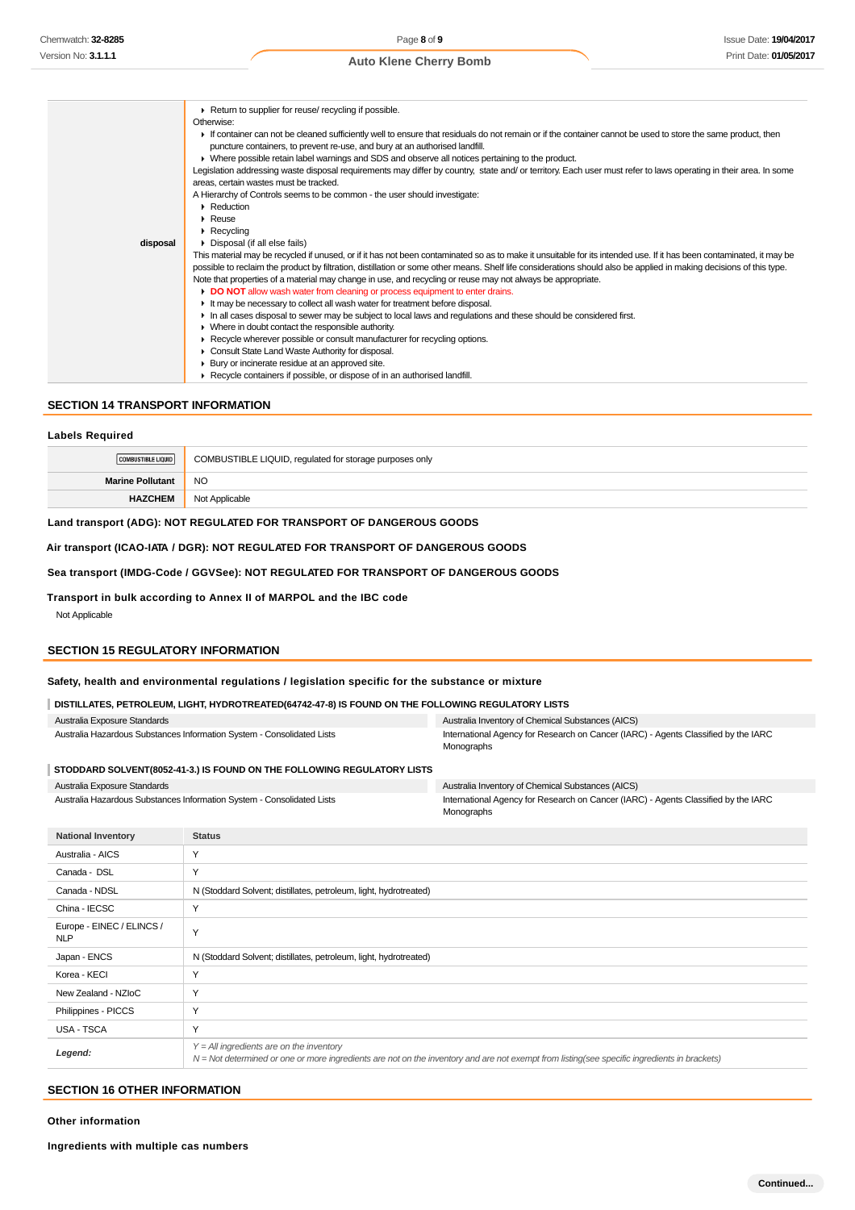| | |
|---|---|
| disposal | ▸ Return to supplier for reuse/ recycling if possible.<br>Otherwise:<br>▸ If container can not be cleaned sufficiently well to ensure that residuals do not remain or if the container cannot be used to store the same product, then puncture containers, to prevent re-use, and bury at an authorised landfill.<br>▸ Where possible retain label warnings and SDS and observe all notices pertaining to the product.<br>Legislation addressing waste disposal requirements may differ by country, state and/ or territory. Each user must refer to laws operating in their area. In some areas, certain wastes must be tracked.<br>A Hierarchy of Controls seems to be common - the user should investigate:<br>▸ Reduction<br>▸ Reuse<br>▸ Recycling<br>▸ Disposal (if all else fails)<br>This material may be recycled if unused, or if it has not been contaminated so as to make it unsuitable for its intended use. If it has been contaminated, it may be possible to reclaim the product by filtration, distillation or some other means. Shelf life considerations should also be applied in making decisions of this type. Note that properties of a material may change in use, and recycling or reuse may not always be appropriate.<br>▸ **DO NOT** allow wash water from cleaning or process equipment to enter drains.<br>▸ It may be necessary to collect all wash water for treatment before disposal.<br>▸ In all cases disposal to sewer may be subject to local laws and regulations and these should be considered first.<br>▸ Where in doubt contact the responsible authority.<br>▸ Recycle wherever possible or consult manufacturer for recycling options.<br>▸ Consult State Land Waste Authority for disposal.<br>▸ Bury or incinerate residue at an approved site.<br>▸ Recycle containers if possible, or dispose of in an authorised landfill. |

## SECTION 14 TRANSPORT INFORMATION

### Labels Required

| | |
|---|---|
| COMBUSTIBLE LIQUID | COMBUSTIBLE LIQUID, regulated for storage purposes only |
| **Marine Pollutant** | NO |
| **HAZCHEM** | Not Applicable |

**Land transport (ADG): NOT REGULATED FOR TRANSPORT OF DANGEROUS GOODS**

**Air transport (ICAO-IATA / DGR): NOT REGULATED FOR TRANSPORT OF DANGEROUS GOODS**

**Sea transport (IMDG-Code / GGVSee): NOT REGULATED FOR TRANSPORT OF DANGEROUS GOODS**

**Transport in bulk according to Annex II of MARPOL and the IBC code**

Not Applicable

## SECTION 15 REGULATORY INFORMATION

### Safety, health and environmental regulations / legislation specific for the substance or mixture

**DISTILLATES, PETROLEUM, LIGHT, HYDROTREATED(64742-47-8) IS FOUND ON THE FOLLOWING REGULATORY LISTS**

| | |
|---|---|
| Australia Exposure Standards | Australia Inventory of Chemical Substances (AICS) |
| Australia Hazardous Substances Information System - Consolidated Lists | International Agency for Research on Cancer (IARC) - Agents Classified by the IARC Monographs |

**STODDARD SOLVENT(8052-41-3.) IS FOUND ON THE FOLLOWING REGULATORY LISTS**

| | |
|---|---|
| Australia Exposure Standards | Australia Inventory of Chemical Substances (AICS) |
| Australia Hazardous Substances Information System - Consolidated Lists | International Agency for Research on Cancer (IARC) - Agents Classified by the IARC Monographs |

| National Inventory | Status |
|---|---|
| Australia - AICS | Y |
| Canada - DSL | Y |
| Canada - NDSL | N (Stoddard Solvent; distillates, petroleum, light, hydrotreated) |
| China - IECSC | Y |
| Europe - EINEC / ELINCS / NLP | Y |
| Japan - ENCS | N (Stoddard Solvent; distillates, petroleum, light, hydrotreated) |
| Korea - KECI | Y |
| New Zealand - NZIoC | Y |
| Philippines - PICCS | Y |
| USA - TSCA | Y |
| ***Legend:*** | *Y = All ingredients are on the inventory*<br>*N = Not determined or one or more ingredients are not on the inventory and are not exempt from listing(see specific ingredients in brackets)* |

## SECTION 16 OTHER INFORMATION

### Other information

### Ingredients with multiple cas numbers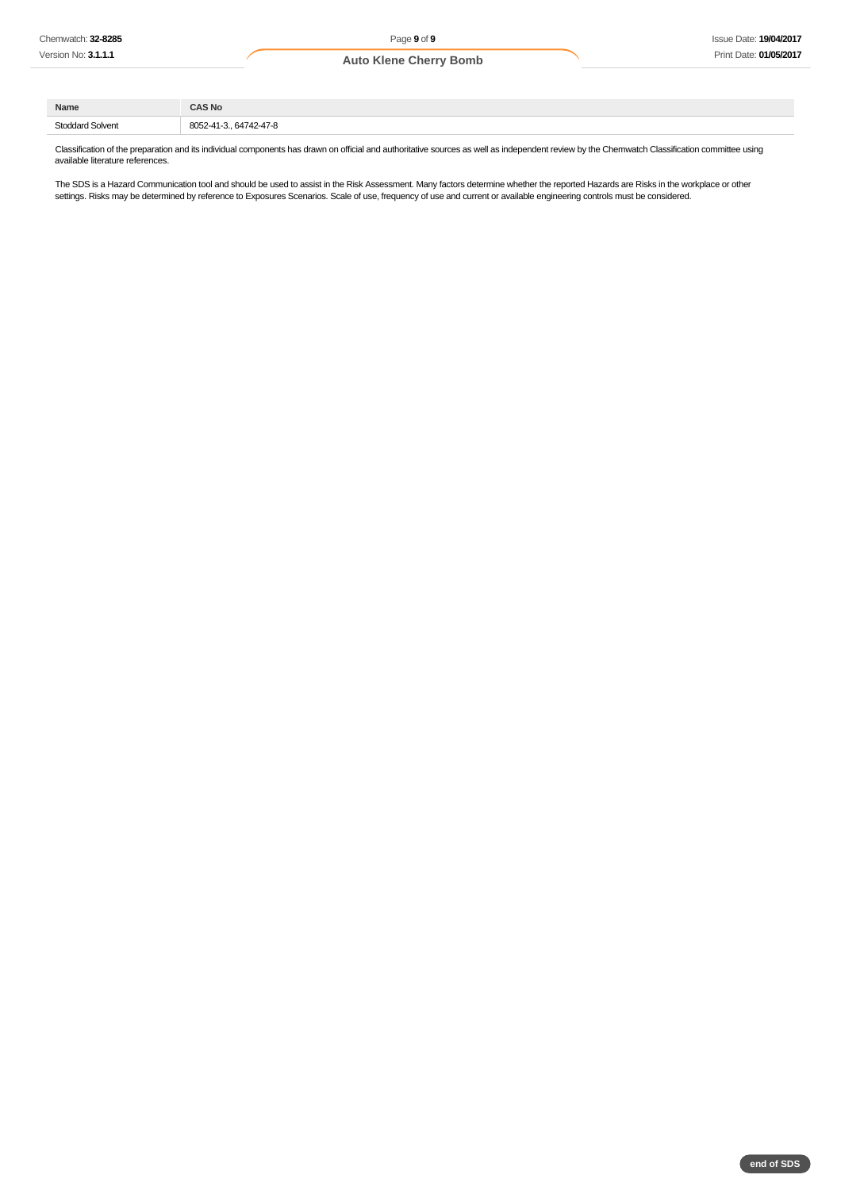| Name | CAS No |
|---|---|
| Stoddard Solvent | 8052-41-3., 64742-47-8 |

Classification of the preparation and its individual components has drawn on official and authoritative sources as well as independent review by the Chemwatch Classification committee using available literature references.

The SDS is a Hazard Communication tool and should be used to assist in the Risk Assessment. Many factors determine whether the reported Hazards are Risks in the workplace or other settings. Risks may be determined by reference to Exposures Scenarios. Scale of use, frequency of use and current or available engineering controls must be considered.

**end of SDS**